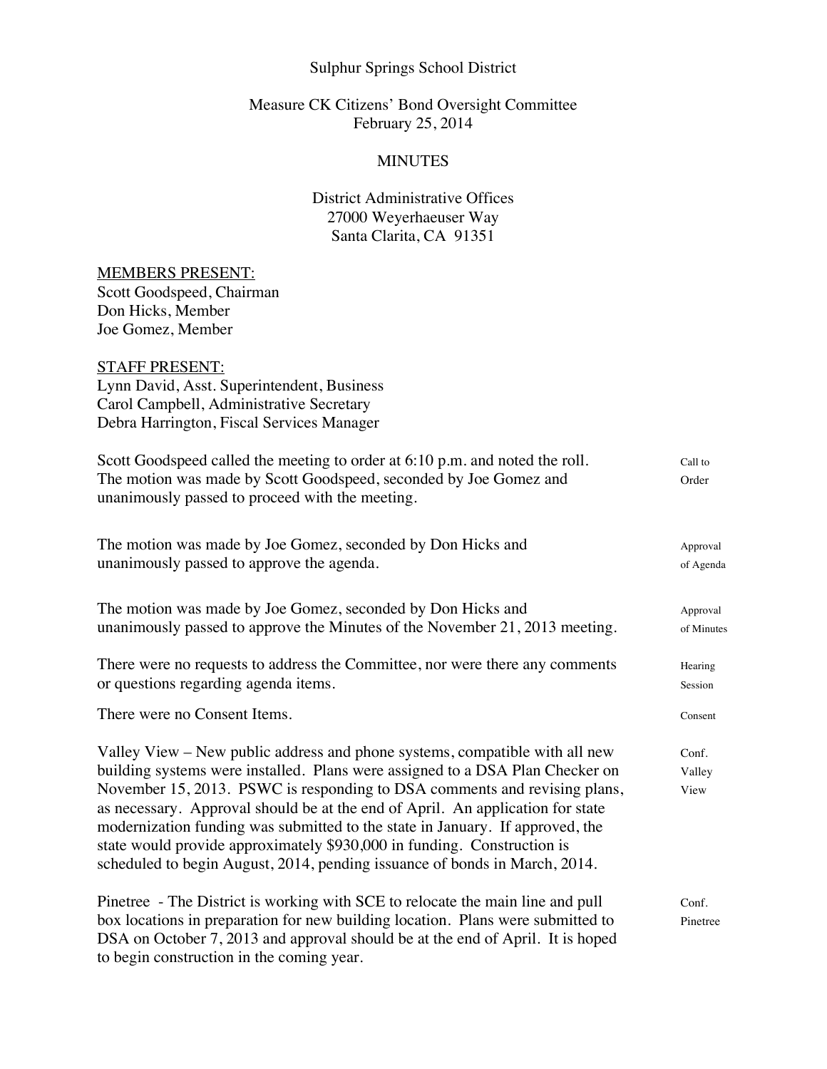Sulphur Springs School District

Measure CK Citizens' Bond Oversight Committee
February 25, 2014

MINUTES

District Administrative Offices
27000 Weyerhaeuser Way
Santa Clarita, CA 91351

<u>MEMBERS PRESENT:</u>
Scott Goodspeed, Chairman
Don Hicks, Member
Joe Gomez, Member

<u>STAFF PRESENT:</u>
Lynn David, Asst. Superintendent, Business
Carol Campbell, Administrative Secretary
Debra Harrington, Fiscal Services Manager

**Call to Order**

Scott Goodspeed called the meeting to order at 6:10 p.m. and noted the roll. The motion was made by Scott Goodspeed, seconded by Joe Gomez and unanimously passed to proceed with the meeting.

**Approval of Agenda**

The motion was made by Joe Gomez, seconded by Don Hicks and unanimously passed to approve the agenda.

**Approval of Minutes**

The motion was made by Joe Gomez, seconded by Don Hicks and unanimously passed to approve the Minutes of the November 21, 2013 meeting.

**Hearing Session**

There were no requests to address the Committee, nor were there any comments or questions regarding agenda items.

**Consent**

There were no Consent Items.

**Conf. Valley View**

Valley View – New public address and phone systems, compatible with all new building systems were installed. Plans were assigned to a DSA Plan Checker on November 15, 2013. PSWC is responding to DSA comments and revising plans, as necessary. Approval should be at the end of April. An application for state modernization funding was submitted to the state in January. If approved, the state would provide approximately $930,000 in funding. Construction is scheduled to begin August, 2014, pending issuance of bonds in March, 2014.

**Conf. Pinetree**

Pinetree - The District is working with SCE to relocate the main line and pull box locations in preparation for new building location. Plans were submitted to DSA on October 7, 2013 and approval should be at the end of April. It is hoped to begin construction in the coming year.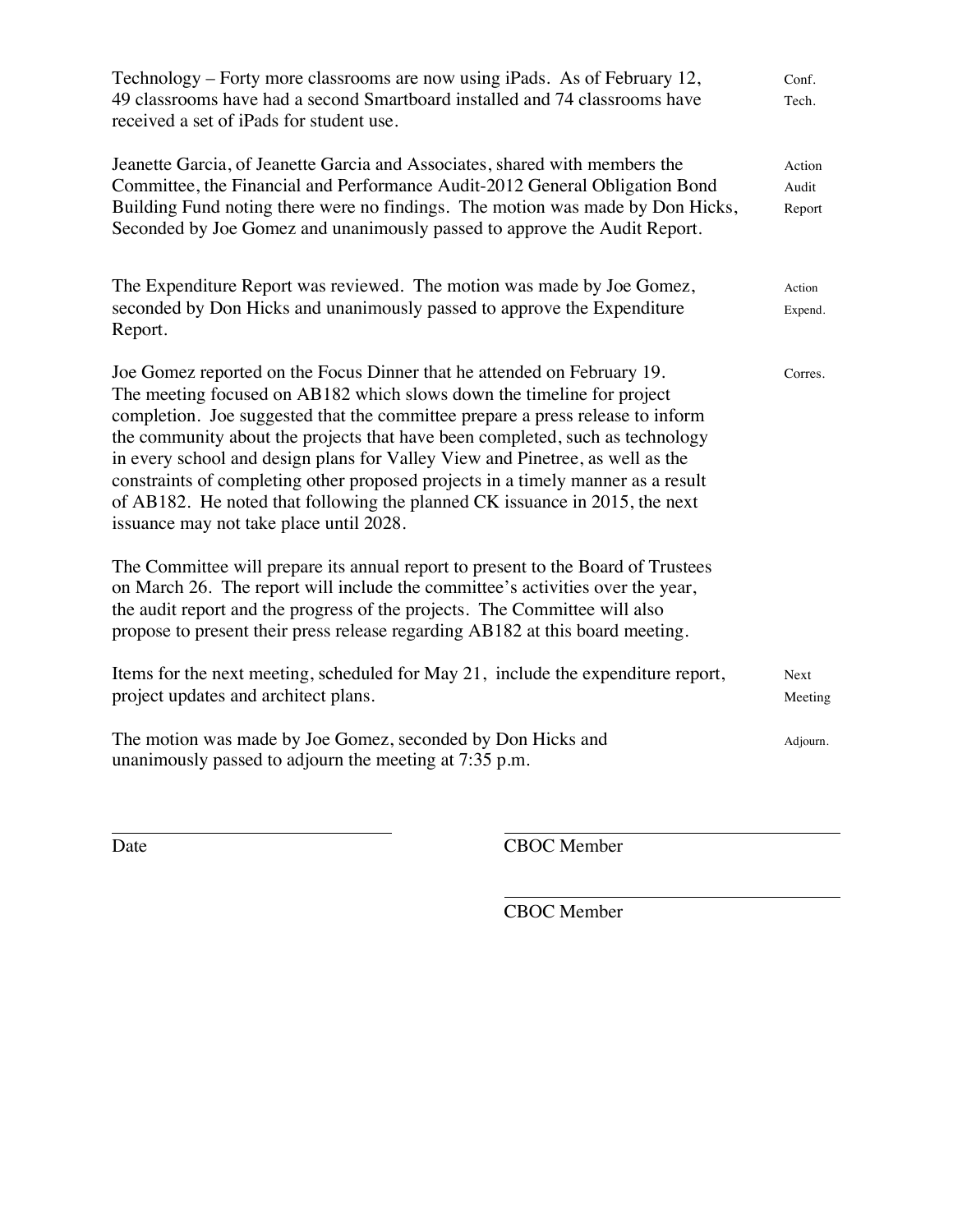Technology – Forty more classrooms are now using iPads. As of February 12, 49 classrooms have had a second Smartboard installed and 74 classrooms have received a set of iPads for student use. — Conf. Tech.

Jeanette Garcia, of Jeanette Garcia and Associates, shared with members the Committee, the Financial and Performance Audit-2012 General Obligation Bond Building Fund noting there were no findings. The motion was made by Don Hicks, Seconded by Joe Gomez and unanimously passed to approve the Audit Report. — Action Audit Report

The Expenditure Report was reviewed. The motion was made by Joe Gomez, seconded by Don Hicks and unanimously passed to approve the Expenditure Report. — Action Expend.

Joe Gomez reported on the Focus Dinner that he attended on February 19. The meeting focused on AB182 which slows down the timeline for project completion. Joe suggested that the committee prepare a press release to inform the community about the projects that have been completed, such as technology in every school and design plans for Valley View and Pinetree, as well as the constraints of completing other proposed projects in a timely manner as a result of AB182. He noted that following the planned CK issuance in 2015, the next issuance may not take place until 2028. — Corres.

The Committee will prepare its annual report to present to the Board of Trustees on March 26. The report will include the committee's activities over the year, the audit report and the progress of the projects. The Committee will also propose to present their press release regarding AB182 at this board meeting.

Items for the next meeting, scheduled for May 21, include the expenditure report, project updates and architect plans. — Next Meeting

The motion was made by Joe Gomez, seconded by Don Hicks and unanimously passed to adjourn the meeting at 7:35 p.m. — Adjourn.

\_\_\_\_\_\_\_\_\_\_\_\_\_\_\_\_\_\_\_\_\_\_\_\_\_\_\_\_
Date

\_\_\_\_\_\_\_\_\_\_\_\_\_\_\_\_\_\_\_\_\_\_\_\_\_\_\_\_
CBOC Member

\_\_\_\_\_\_\_\_\_\_\_\_\_\_\_\_\_\_\_\_\_\_\_\_\_\_\_\_
CBOC Member